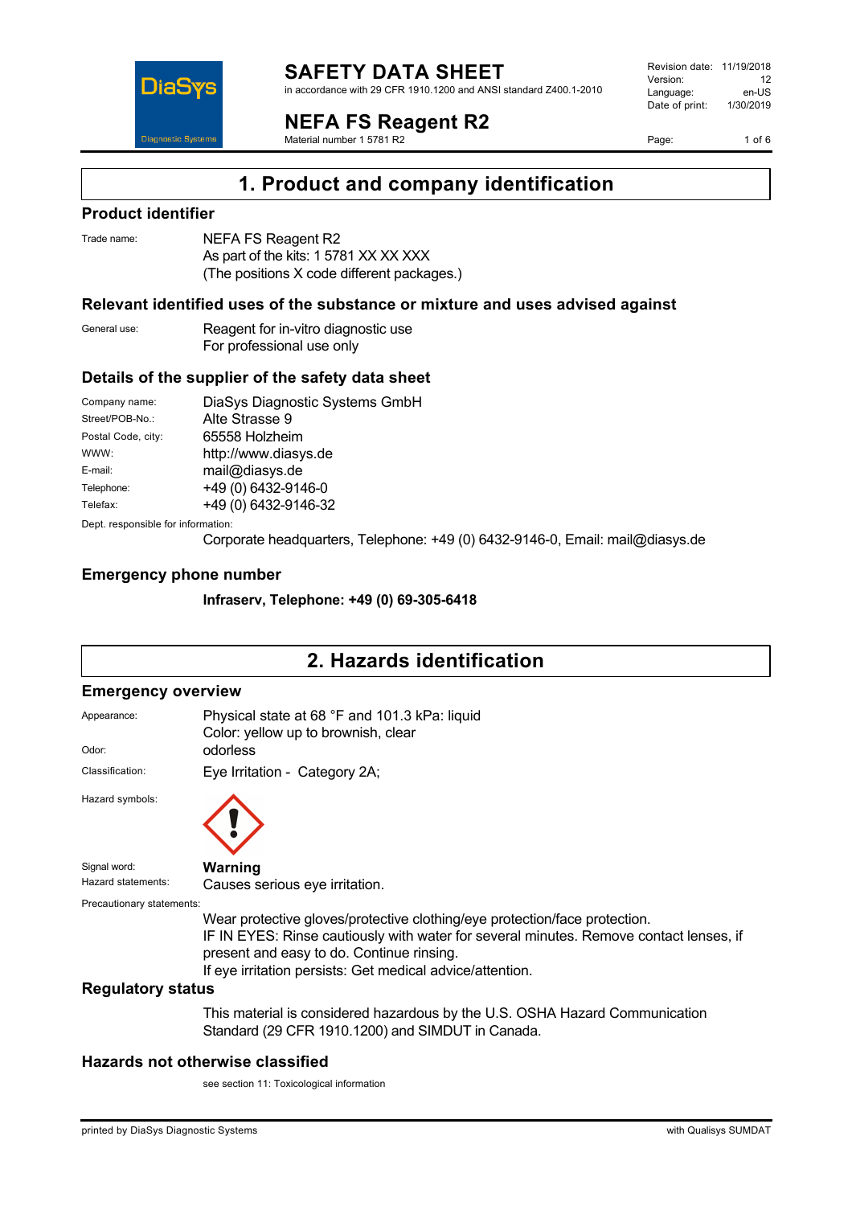# SAFETY DATA SHEET

in accordance with 29 CFR 1910.1200 and ANSI standard Z400.1-2010

Revision date: 11/19/2018
Version: 12
Language: en-US
Date of print: 1/30/2019

## NEFA FS Reagent R2

Material number 1 5781 R2

## 1. Product and company identification

### Product identifier

Trade name: NEFA FS Reagent R2
As part of the kits: 1 5781 XX XX XXX
(The positions X code different packages.)

### Relevant identified uses of the substance or mixture and uses advised against

General use: Reagent for in-vitro diagnostic use
For professional use only

### Details of the supplier of the safety data sheet

| | |
|---|---|
| Company name: | DiaSys Diagnostic Systems GmbH |
| Street/POB-No.: | Alte Strasse 9 |
| Postal Code, city: | 65558 Holzheim |
| WWW: | http://www.diasys.de |
| E-mail: | mail@diasys.de |
| Telephone: | +49 (0) 6432-9146-0 |
| Telefax: | +49 (0) 6432-9146-32 |

Dept. responsible for information:
Corporate headquarters, Telephone: +49 (0) 6432-9146-0, Email: mail@diasys.de

### Emergency phone number

**Infraserv, Telephone: +49 (0) 69-305-6418**

## 2. Hazards identification

### Emergency overview

Appearance: Physical state at 68 °F and 101.3 kPa: liquid
Color: yellow up to brownish, clear

Odor: odorless

Classification: Eye Irritation - Category 2A;

Hazard symbols:

Signal word: **Warning**

Hazard statements: Causes serious eye irritation.

Precautionary statements:
Wear protective gloves/protective clothing/eye protection/face protection.
IF IN EYES: Rinse cautiously with water for several minutes. Remove contact lenses, if present and easy to do. Continue rinsing.
If eye irritation persists: Get medical advice/attention.

### Regulatory status

This material is considered hazardous by the U.S. OSHA Hazard Communication Standard (29 CFR 1910.1200) and SIMDUT in Canada.

### Hazards not otherwise classified

see section 11: Toxicological information

printed by DiaSys Diagnostic Systems with Qualisys SUMDAT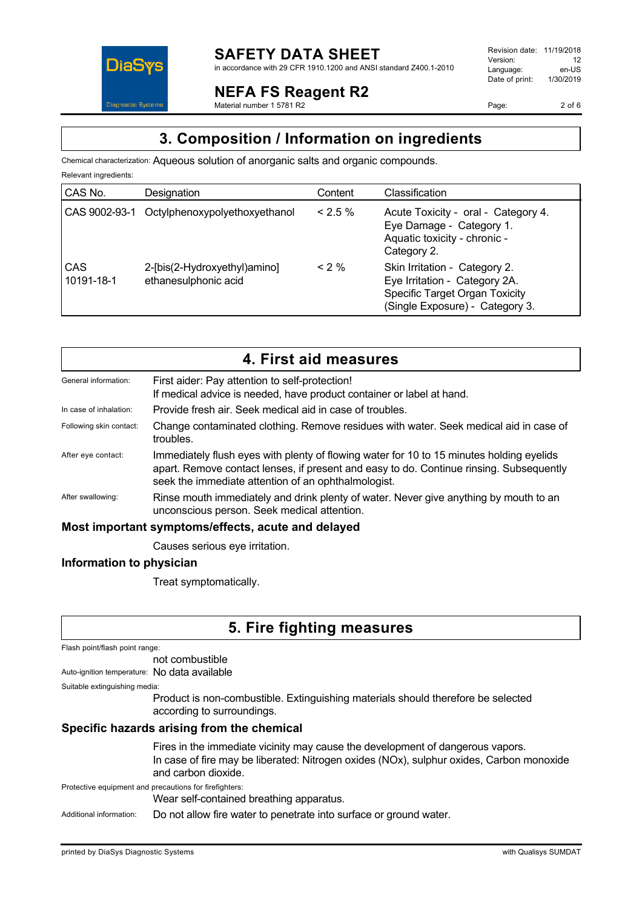## 3. Composition / Information on ingredients

Chemical characterization: Aqueous solution of anorganic salts and organic compounds.

Relevant ingredients:

| CAS No. | Designation | Content | Classification |
|---|---|---|---|
| CAS 9002-93-1 | Octylphenoxypolyethoxyethanol | < 2.5 % | Acute Toxicity - oral - Category 4. Eye Damage - Category 1. Aquatic toxicity - chronic - Category 2. |
| CAS 10191-18-1 | 2-[bis(2-Hydroxyethyl)amino] ethanesulphonic acid | < 2 % | Skin Irritation - Category 2. Eye Irritation - Category 2A. Specific Target Organ Toxicity (Single Exposure) - Category 3. |

## 4. First aid measures

General information: First aider: Pay attention to self-protection! If medical advice is needed, have product container or label at hand.

In case of inhalation: Provide fresh air. Seek medical aid in case of troubles.

Following skin contact: Change contaminated clothing. Remove residues with water. Seek medical aid in case of troubles.

After eye contact: Immediately flush eyes with plenty of flowing water for 10 to 15 minutes holding eyelids apart. Remove contact lenses, if present and easy to do. Continue rinsing. Subsequently seek the immediate attention of an ophthalmologist.

After swallowing: Rinse mouth immediately and drink plenty of water. Never give anything by mouth to an unconscious person. Seek medical attention.

### Most important symptoms/effects, acute and delayed

Causes serious eye irritation.

### Information to physician

Treat symptomatically.

## 5. Fire fighting measures

Flash point/flash point range:
not combustible

Auto-ignition temperature: No data available

Suitable extinguishing media:
Product is non-combustible. Extinguishing materials should therefore be selected according to surroundings.

### Specific hazards arising from the chemical

Fires in the immediate vicinity may cause the development of dangerous vapors.
In case of fire may be liberated: Nitrogen oxides (NOx), sulphur oxides, Carbon monoxide and carbon dioxide.

Protective equipment and precautions for firefighters:
Wear self-contained breathing apparatus.

Additional information: Do not allow fire water to penetrate into surface or ground water.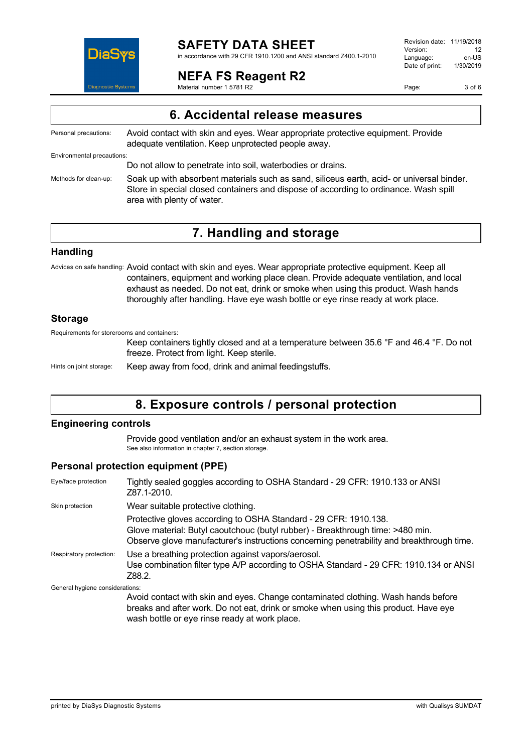## 6. Accidental release measures

Personal precautions: Avoid contact with skin and eyes. Wear appropriate protective equipment. Provide adequate ventilation. Keep unprotected people away.

Environmental precautions:

Do not allow to penetrate into soil, waterbodies or drains.

Methods for clean-up: Soak up with absorbent materials such as sand, siliceus earth, acid- or universal binder. Store in special closed containers and dispose of according to ordinance. Wash spill area with plenty of water.

## 7. Handling and storage

### Handling

Advices on safe handling: Avoid contact with skin and eyes. Wear appropriate protective equipment. Keep all containers, equipment and working place clean. Provide adequate ventilation, and local exhaust as needed. Do not eat, drink or smoke when using this product. Wash hands thoroughly after handling. Have eye wash bottle or eye rinse ready at work place.

### Storage

Requirements for storerooms and containers:

Keep containers tightly closed and at a temperature between 35.6 °F and 46.4 °F. Do not freeze. Protect from light. Keep sterile.

Hints on joint storage: Keep away from food, drink and animal feedingstuffs.

## 8. Exposure controls / personal protection

### Engineering controls

Provide good ventilation and/or an exhaust system in the work area.
See also information in chapter 7, section storage.

### Personal protection equipment (PPE)

Eye/face protection: Tightly sealed goggles according to OSHA Standard - 29 CFR: 1910.133 or ANSI Z87.1-2010.

Skin protection: Wear suitable protective clothing.

Protective gloves according to OSHA Standard - 29 CFR: 1910.138.
Glove material: Butyl caoutchouc (butyl rubber) - Breakthrough time: >480 min.
Observe glove manufacturer's instructions concerning penetrability and breakthrough time.

Respiratory protection: Use a breathing protection against vapors/aerosol.
Use combination filter type A/P according to OSHA Standard - 29 CFR: 1910.134 or ANSI Z88.2.

General hygiene considerations:

Avoid contact with skin and eyes. Change contaminated clothing. Wash hands before breaks and after work. Do not eat, drink or smoke when using this product. Have eye wash bottle or eye rinse ready at work place.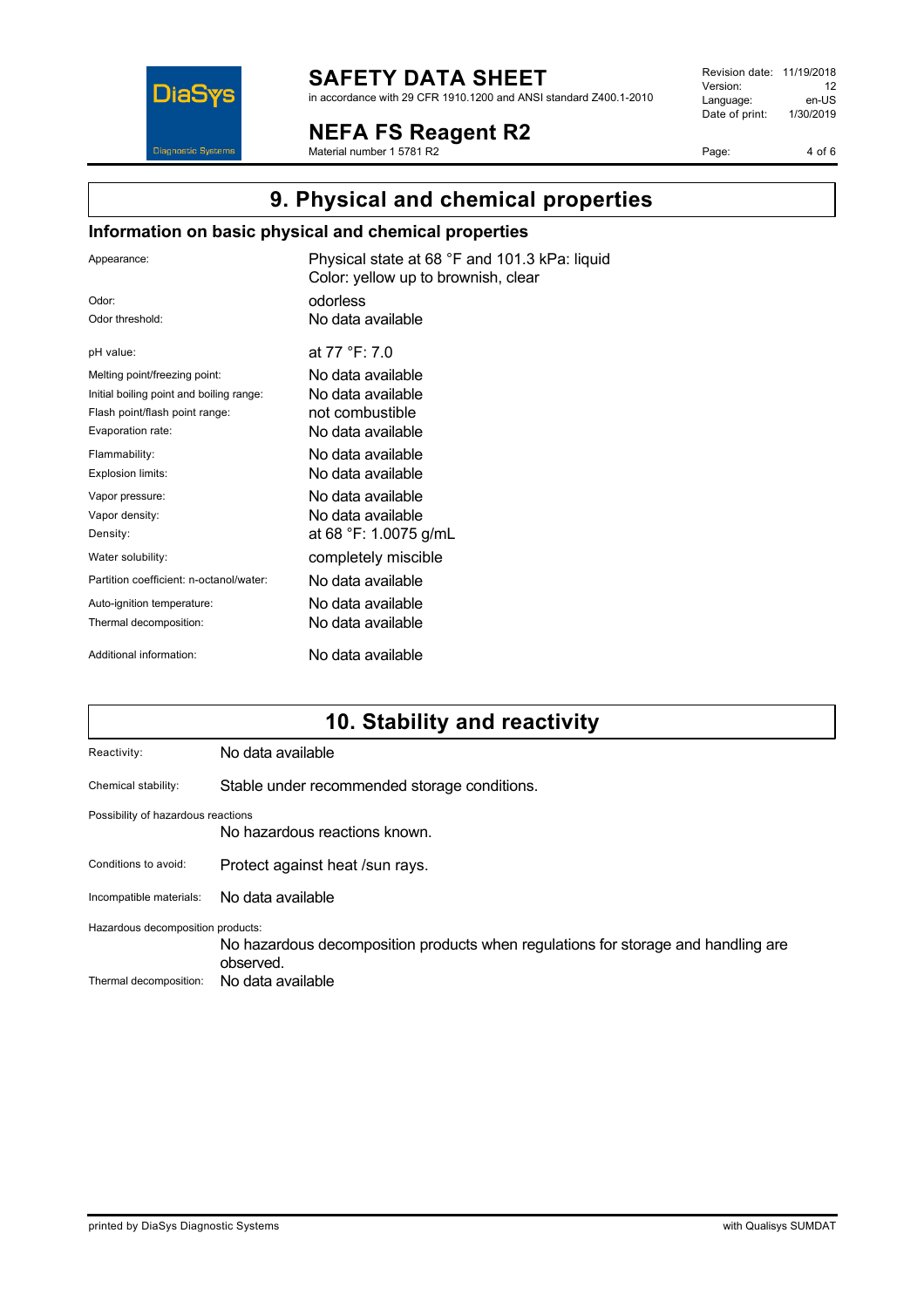# 9. Physical and chemical properties

## Information on basic physical and chemical properties

| | |
|---|---|
| Appearance: | Physical state at 68 °F and 101.3 kPa: liquid<br>Color: yellow up to brownish, clear |
| Odor: | odorless |
| Odor threshold: | No data available |
| pH value: | at 77 °F: 7.0 |
| Melting point/freezing point: | No data available |
| Initial boiling point and boiling range: | No data available |
| Flash point/flash point range: | not combustible |
| Evaporation rate: | No data available |
| Flammability: | No data available |
| Explosion limits: | No data available |
| Vapor pressure: | No data available |
| Vapor density: | No data available |
| Density: | at 68 °F: 1.0075 g/mL |
| Water solubility: | completely miscible |
| Partition coefficient: n-octanol/water: | No data available |
| Auto-ignition temperature: | No data available |
| Thermal decomposition: | No data available |
| Additional information: | No data available |

# 10. Stability and reactivity

Reactivity: No data available

Chemical stability: Stable under recommended storage conditions.

Possibility of hazardous reactions

No hazardous reactions known.

Conditions to avoid: Protect against heat /sun rays.

Incompatible materials: No data available

Hazardous decomposition products:

No hazardous decomposition products when regulations for storage and handling are observed.

Thermal decomposition: No data available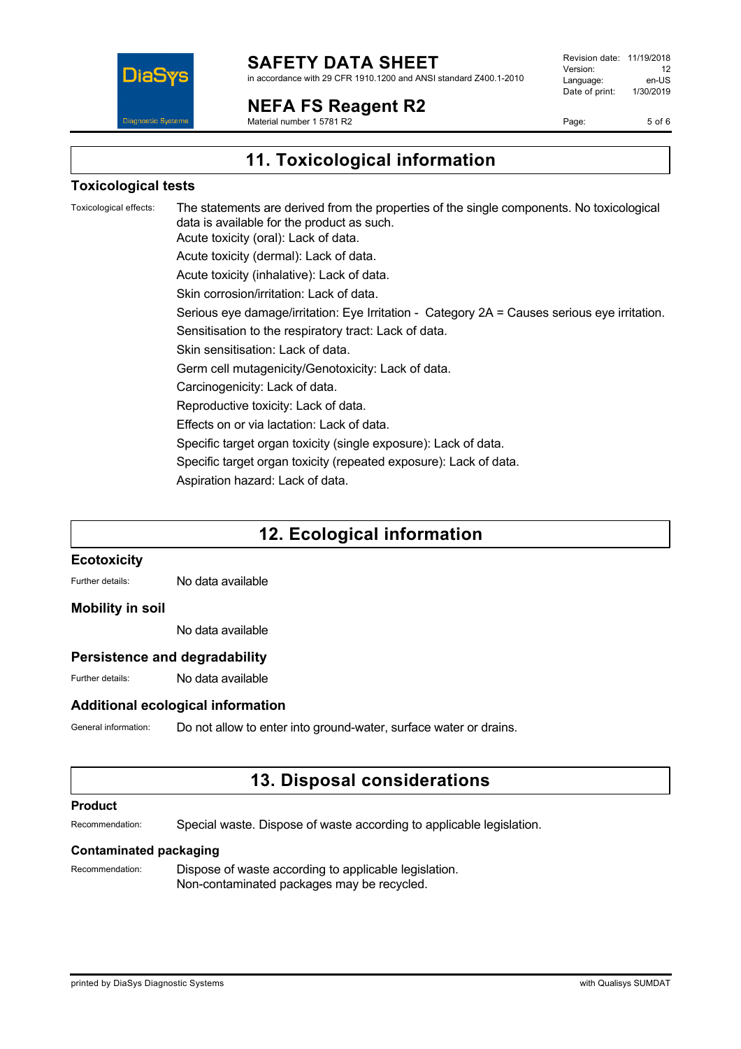## 11. Toxicological information

### Toxicological tests

Toxicological effects: The statements are derived from the properties of the single components. No toxicological data is available for the product as such.

Acute toxicity (oral): Lack of data.

Acute toxicity (dermal): Lack of data.

Acute toxicity (inhalative): Lack of data.

Skin corrosion/irritation: Lack of data.

Serious eye damage/irritation: Eye Irritation - Category 2A = Causes serious eye irritation.

Sensitisation to the respiratory tract: Lack of data.

Skin sensitisation: Lack of data.

Germ cell mutagenicity/Genotoxicity: Lack of data.

Carcinogenicity: Lack of data.

Reproductive toxicity: Lack of data.

Effects on or via lactation: Lack of data.

Specific target organ toxicity (single exposure): Lack of data.

Specific target organ toxicity (repeated exposure): Lack of data.

Aspiration hazard: Lack of data.

## 12. Ecological information

### Ecotoxicity

Further details: No data available

### Mobility in soil

No data available

### Persistence and degradability

Further details: No data available

### Additional ecological information

General information: Do not allow to enter into ground-water, surface water or drains.

## 13. Disposal considerations

### Product

Recommendation: Special waste. Dispose of waste according to applicable legislation.

### Contaminated packaging

Recommendation: Dispose of waste according to applicable legislation.
Non-contaminated packages may be recycled.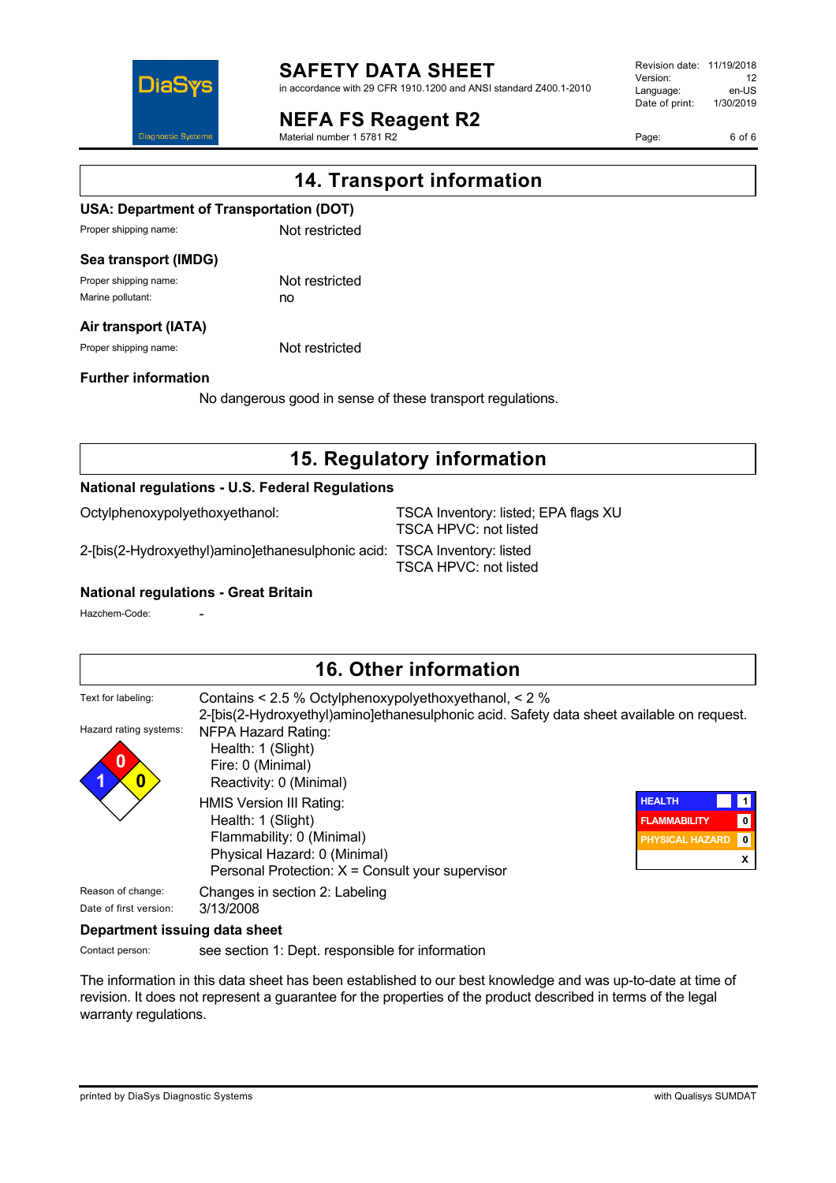## 14. Transport information

### USA: Department of Transportation (DOT)

Proper shipping name: Not restricted

### Sea transport (IMDG)

Proper shipping name: Not restricted
Marine pollutant: no

### Air transport (IATA)

Proper shipping name: Not restricted

### Further information

No dangerous good in sense of these transport regulations.

## 15. Regulatory information

### National regulations - U.S. Federal Regulations

| | |
|---|---|
| Octylphenoxypolyethoxyethanol: | TSCA Inventory: listed; EPA flags XU<br>TSCA HPVC: not listed |
| 2-[bis(2-Hydroxyethyl)amino]ethanesulphonic acid: | TSCA Inventory: listed<br>TSCA HPVC: not listed |

### National regulations - Great Britain

Hazchem-Code: -

## 16. Other information

Text for labeling: Contains < 2.5 % Octylphenoxypolyethoxyethanol, < 2 % 2-[bis(2-Hydroxyethyl)amino]ethanesulphonic acid. Safety data sheet available on request.

Hazard rating systems:

NFPA Hazard Rating:
- Health: 1 (Slight)
- Fire: 0 (Minimal)
- Reactivity: 0 (Minimal)

0
1 0

HMIS Version III Rating:
- Health: 1 (Slight)
- Flammability: 0 (Minimal)
- Physical Hazard: 0 (Minimal)
- Personal Protection: X = Consult your supervisor

| | |
|---|---|
| HEALTH | 1 |
| FLAMMABILITY | 0 |
| PHYSICAL HAZARD | 0 |
| | X |

Reason of change: Changes in section 2: Labeling

Date of first version: 3/13/2008

### Department issuing data sheet

Contact person: see section 1: Dept. responsible for information

The information in this data sheet has been established to our best knowledge and was up-to-date at time of revision. It does not represent a guarantee for the properties of the product described in terms of the legal warranty regulations.